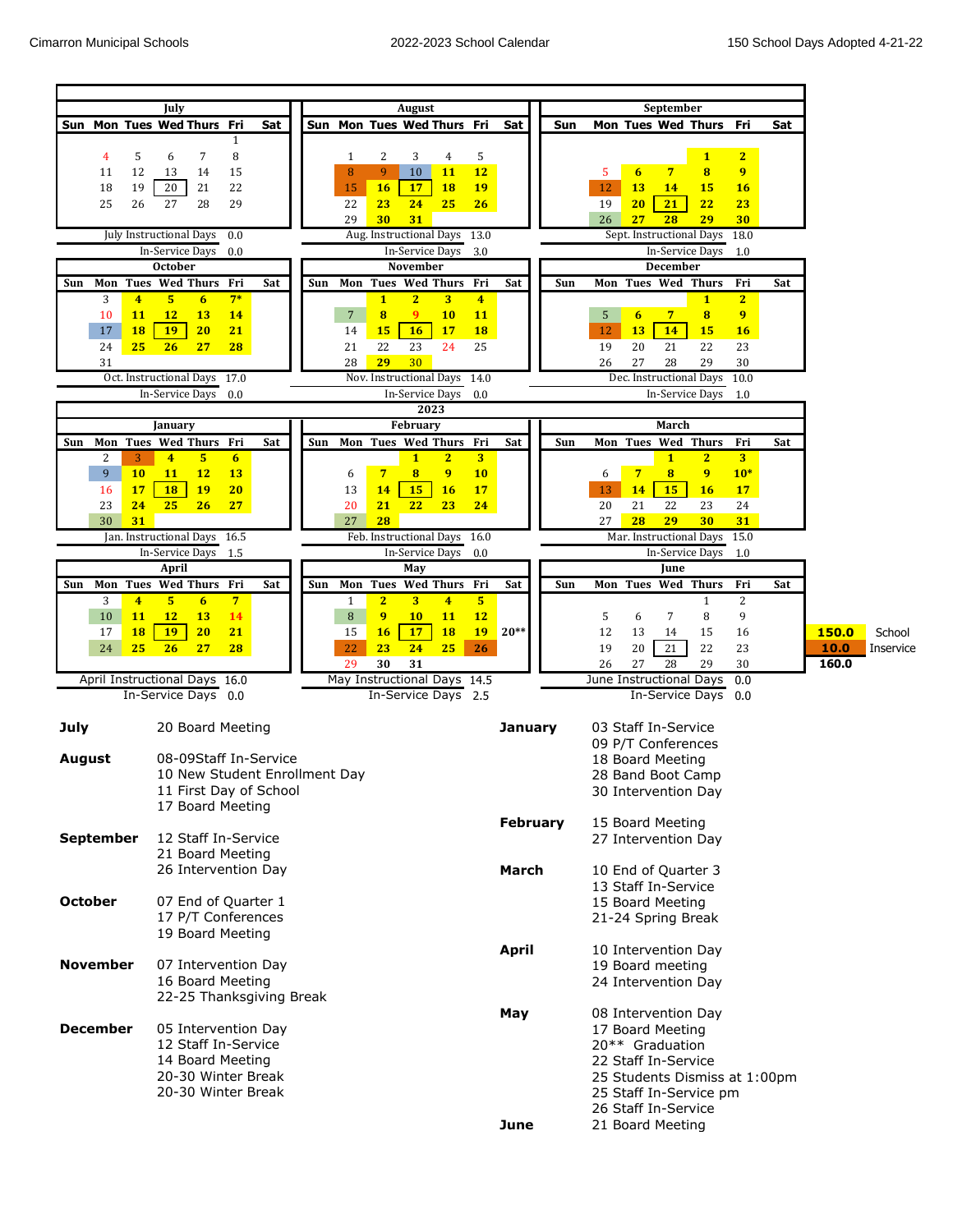Cimarron Municipal Schools — 2022-2023 School Calendar — 150 School Days Adopted 4-21-22

### July

| Sun | Mon | Tues | Wed | Thurs | Fri | Sat |
|---|---|---|---|---|---|---|
| | | | | | 1 | |
| 4 | 5 | 6 | 7 | 8 | | |
| 11 | 12 | 13 | 14 | 15 | | |
| 18 | 19 | 20 | 21 | 22 | | |
| 25 | 26 | 27 | 28 | 29 | | |

July Instructional Days 0.0
In-Service Days 0.0

### August

| Sun | Mon | Tues | Wed | Thurs | Fri | Sat |
|---|---|---|---|---|---|---|
| | 1 | 2 | 3 | 4 | 5 | |
| | 8 | 9 | 10 | 11 | 12 | |
| | 15 | 16 | 17 | 18 | 19 | |
| | 22 | 23 | 24 | 25 | 26 | |
| | 29 | 30 | 31 | | | |

Aug. Instructional Days 13.0
In-Service Days 3.0

### September

| Sun | Mon | Tues | Wed | Thurs | Fri | Sat |
|---|---|---|---|---|---|---|
| | | | | 1 | 2 | |
| | 5 | 6 | 7 | 8 | 9 | |
| | 12 | 13 | 14 | 15 | 16 | |
| | 19 | 20 | 21 | 22 | 23 | |
| | 26 | 27 | 28 | 29 | 30 | |

Sept. Instructional Days 18.0
In-Service Days 1.0

### October

| Sun | Mon | Tues | Wed | Thurs | Fri | Sat |
|---|---|---|---|---|---|---|
| | 3 | 4 | 5 | 6 | 7* | |
| | 10 | 11 | 12 | 13 | 14 | |
| | 17 | 18 | 19 | 20 | 21 | |
| | 24 | 25 | 26 | 27 | 28 | |
| | 31 | | | | | |

Oct. Instructional Days 17.0
In-Service Days 0.0

### November

| Sun | Mon | Tues | Wed | Thurs | Fri | Sat |
|---|---|---|---|---|---|---|
| | | 1 | 2 | 3 | 4 | |
| | 7 | 8 | 9 | 10 | 11 | |
| | 14 | 15 | 16 | 17 | 18 | |
| | 21 | 22 | 23 | 24 | 25 | |
| | 28 | 29 | 30 | | | |

Nov. Instructional Days 14.0
In-Service Days 0.0

### December

| Sun | Mon | Tues | Wed | Thurs | Fri | Sat |
|---|---|---|---|---|---|---|
| | | | | 1 | 2 | |
| | 5 | 6 | 7 | 8 | 9 | |
| | 12 | 13 | 14 | 15 | 16 | |
| | 19 | 20 | 21 | 22 | 23 | |
| | 26 | 27 | 28 | 29 | 30 | |

Dec. Instructional Days 10.0
In-Service Days 1.0

## 2023

### January

| Sun | Mon | Tues | Wed | Thurs | Fri | Sat |
|---|---|---|---|---|---|---|
| | 2 | 3 | 4 | 5 | 6 | |
| | 9 | 10 | 11 | 12 | 13 | |
| | 16 | 17 | 18 | 19 | 20 | |
| | 23 | 24 | 25 | 26 | 27 | |
| | 30 | 31 | | | | |

Jan. Instructional Days 16.5
In-Service Days 1.5

### February

| Sun | Mon | Tues | Wed | Thurs | Fri | Sat |
|---|---|---|---|---|---|---|
| | | | 1 | 2 | 3 | |
| | 6 | 7 | 8 | 9 | 10 | |
| | 13 | 14 | 15 | 16 | 17 | |
| | 20 | 21 | 22 | 23 | 24 | |
| | 27 | 28 | | | | |

Feb. Instructional Days 16.0
In-Service Days 0.0

### March

| Sun | Mon | Tues | Wed | Thurs | Fri | Sat |
|---|---|---|---|---|---|---|
| | | | 1 | 2 | 3 | |
| | 6 | 7 | 8 | 9 | 10* | |
| | 13 | 14 | 15 | 16 | 17 | |
| | 20 | 21 | 22 | 23 | 24 | |
| | 27 | 28 | 29 | 30 | 31 | |

Mar. Instructional Days 15.0
In-Service Days 1.0

### April

| Sun | Mon | Tues | Wed | Thurs | Fri | Sat |
|---|---|---|---|---|---|---|
| | 3 | 4 | 5 | 6 | 7 | |
| | 10 | 11 | 12 | 13 | 14 | |
| | 17 | 18 | 19 | 20 | 21 | |
| | 24 | 25 | 26 | 27 | 28 | |

April Instructional Days 16.0
In-Service Days 0.0

### May

| Sun | Mon | Tues | Wed | Thurs | Fri | Sat |
|---|---|---|---|---|---|---|
| | 1 | 2 | 3 | 4 | 5 | |
| | 8 | 9 | 10 | 11 | 12 | |
| | 15 | 16 | 17 | 18 | 19 | 20** |
| | 22 | 23 | 24 | 25 | 26 | |
| | 29 | 30 | 31 | | | |

May Instructional Days 14.5
In-Service Days 2.5

### June

| Sun | Mon | Tues | Wed | Thurs | Fri | Sat |
|---|---|---|---|---|---|---|
| | | | | 1 | 2 | |
| | 5 | 6 | 7 | 8 | 9 | |
| | 12 | 13 | 14 | 15 | 16 | |
| | 19 | 20 | 21 | 22 | 23 | |
| | 26 | 27 | 28 | 29 | 30 | |

June Instructional Days 0.0
In-Service Days 0.0

| | |
|---|---|
| 150.0 | School |
| 10.0 | Inservice |
| 160.0 | |

**July**
- 20 Board Meeting

**August**
- 08-09Staff In-Service
- 10 New Student Enrollment Day
- 11 First Day of School
- 17 Board Meeting

**September**
- 12 Staff In-Service
- 21 Board Meeting
- 26 Intervention Day

**October**
- 07 End of Quarter 1
- 17 P/T Conferences
- 19 Board Meeting

**November**
- 07 Intervention Day
- 16 Board Meeting
- 22-25 Thanksgiving Break

**December**
- 05 Intervention Day
- 12 Staff In-Service
- 14 Board Meeting
- 20-30 Winter Break
- 20-30 Winter Break

**January**
- 03 Staff In-Service
- 09 P/T Conferences
- 18 Board Meeting
- 28 Band Boot Camp
- 30 Intervention Day

**February**
- 15 Board Meeting
- 27 Intervention Day

**March**
- 10 End of Quarter 3
- 13 Staff In-Service
- 15 Board Meeting
- 21-24 Spring Break

**April**
- 10 Intervention Day
- 19 Board meeting
- 24 Intervention Day

**May**
- 08 Intervention Day
- 17 Board Meeting
- 20** Graduation
- 22 Staff In-Service
- 25 Students Dismiss at 1:00pm
- 25 Staff In-Service pm
- 26 Staff In-Service

**June**
- 21 Board Meeting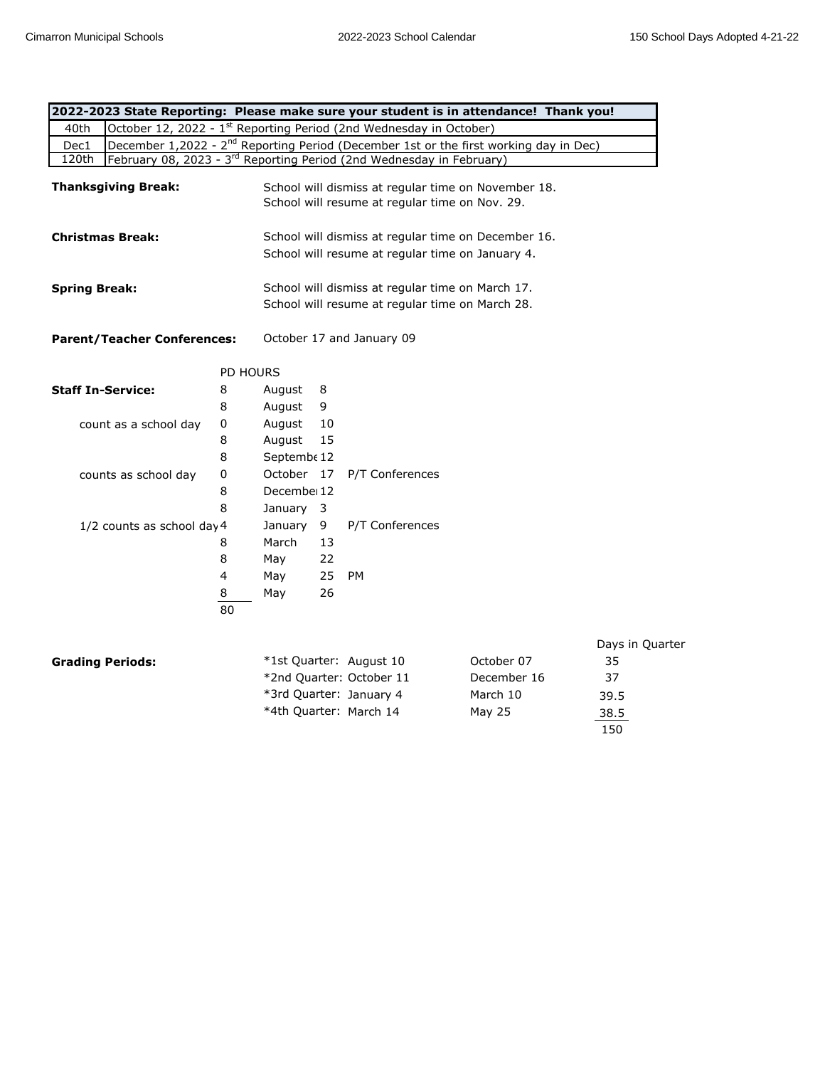| 2022-2023 State Reporting: Please make sure your student is in attendance! Thank you! | |
|---|---|
| 40th | October 12, 2022 - 1st Reporting Period (2nd Wednesday in October) |
| Dec1 | December 1,2022 - 2nd Reporting Period (December 1st or the first working day in Dec) |
| 120th | February 08, 2023 - 3rd Reporting Period (2nd Wednesday in February) |

**Thanksgiving Break:** School will dismiss at regular time on November 18. School will resume at regular time on Nov. 29.

**Christmas Break:** School will dismiss at regular time on December 16. School will resume at regular time on January 4.

**Spring Break:** School will dismiss at regular time on March 17. School will resume at regular time on March 28.

**Parent/Teacher Conferences:** October 17 and January 09

| | PD HOURS | | | |
|---|---|---|---|---|
| **Staff In-Service:** | 8 | August | 8 | |
| | 8 | August | 9 | |
| count as a school day | 0 | August | 10 | |
| | 8 | August | 15 | |
| | 8 | Septembe | 12 | |
| counts as school day | 0 | October | 17 | P/T Conferences |
| | 8 | Decembe | 12 | |
| | 8 | January | 3 | |
| 1/2 counts as school day | 4 | January | 9 | P/T Conferences |
| | 8 | March | 13 | |
| | 8 | May | 22 | |
| | 4 | May | 25 | PM |
| | 8 | May | 26 | |
| | 80 | | | |

| | | | Days in Quarter |
|---|---|---|---|
| **Grading Periods:** | *1st Quarter: August 10 | October 07 | 35 |
| | *2nd Quarter: October 11 | December 16 | 37 |
| | *3rd Quarter: January 4 | March 10 | 39.5 |
| | *4th Quarter: March 14 | May 25 | 38.5 |
| | | | 150 |